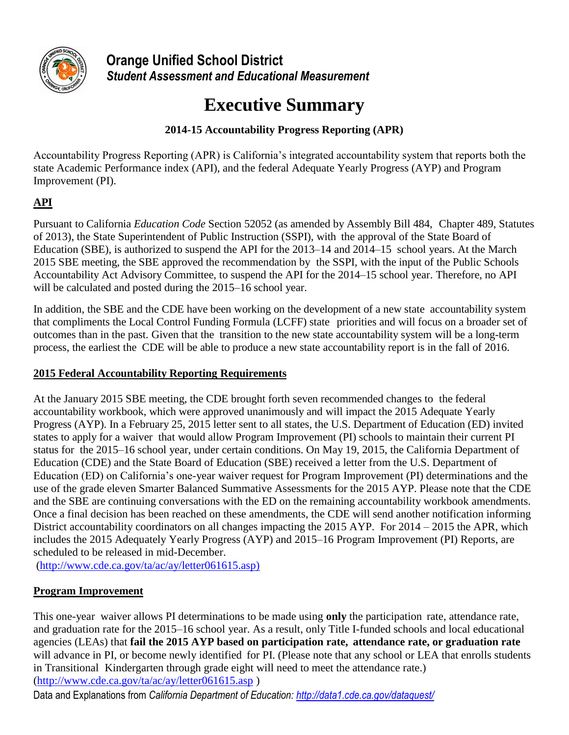**Orange Unified School District**
***Student Assessment and Educational Measurement***

# Executive Summary

### 2014-15 Accountability Progress Reporting (APR)

Accountability Progress Reporting (APR) is California's integrated accountability system that reports both the state Academic Performance index (API), and the federal Adequate Yearly Progress (AYP) and Program Improvement (PI).

## API

Pursuant to California *Education Code* Section 52052 (as amended by Assembly Bill 484, Chapter 489, Statutes of 2013), the State Superintendent of Public Instruction (SSPI), with the approval of the State Board of Education (SBE), is authorized to suspend the API for the 2013–14 and 2014–15 school years. At the March 2015 SBE meeting, the SBE approved the recommendation by the SSPI, with the input of the Public Schools Accountability Act Advisory Committee, to suspend the API for the 2014–15 school year. Therefore, no API will be calculated and posted during the 2015–16 school year.

In addition, the SBE and the CDE have been working on the development of a new state accountability system that compliments the Local Control Funding Formula (LCFF) state priorities and will focus on a broader set of outcomes than in the past. Given that the transition to the new state accountability system will be a long-term process, the earliest the CDE will be able to produce a new state accountability report is in the fall of 2016.

## 2015 Federal Accountability Reporting Requirements

At the January 2015 SBE meeting, the CDE brought forth seven recommended changes to the federal accountability workbook, which were approved unanimously and will impact the 2015 Adequate Yearly Progress (AYP). In a February 25, 2015 letter sent to all states, the U.S. Department of Education (ED) invited states to apply for a waiver that would allow Program Improvement (PI) schools to maintain their current PI status for the 2015–16 school year, under certain conditions. On May 19, 2015, the California Department of Education (CDE) and the State Board of Education (SBE) received a letter from the U.S. Department of Education (ED) on California's one-year waiver request for Program Improvement (PI) determinations and the use of the grade eleven Smarter Balanced Summative Assessments for the 2015 AYP. Please note that the CDE and the SBE are continuing conversations with the ED on the remaining accountability workbook amendments. Once a final decision has been reached on these amendments, the CDE will send another notification informing District accountability coordinators on all changes impacting the 2015 AYP. For 2014 – 2015 the APR, which includes the 2015 Adequately Yearly Progress (AYP) and 2015–16 Program Improvement (PI) Reports, are scheduled to be released in mid-December.
(http://www.cde.ca.gov/ta/ac/ay/letter061615.asp)

## Program Improvement

This one-year waiver allows PI determinations to be made using **only** the participation rate, attendance rate, and graduation rate for the 2015–16 school year. As a result, only Title I-funded schools and local educational agencies (LEAs) that **fail the 2015 AYP based on participation rate, attendance rate, or graduation rate** will advance in PI, or become newly identified for PI. (Please note that any school or LEA that enrolls students in Transitional Kindergarten through grade eight will need to meet the attendance rate.)
(http://www.cde.ca.gov/ta/ac/ay/letter061615.asp )

Data and Explanations from *California Department of Education: http://data1.cde.ca.gov/dataquest/*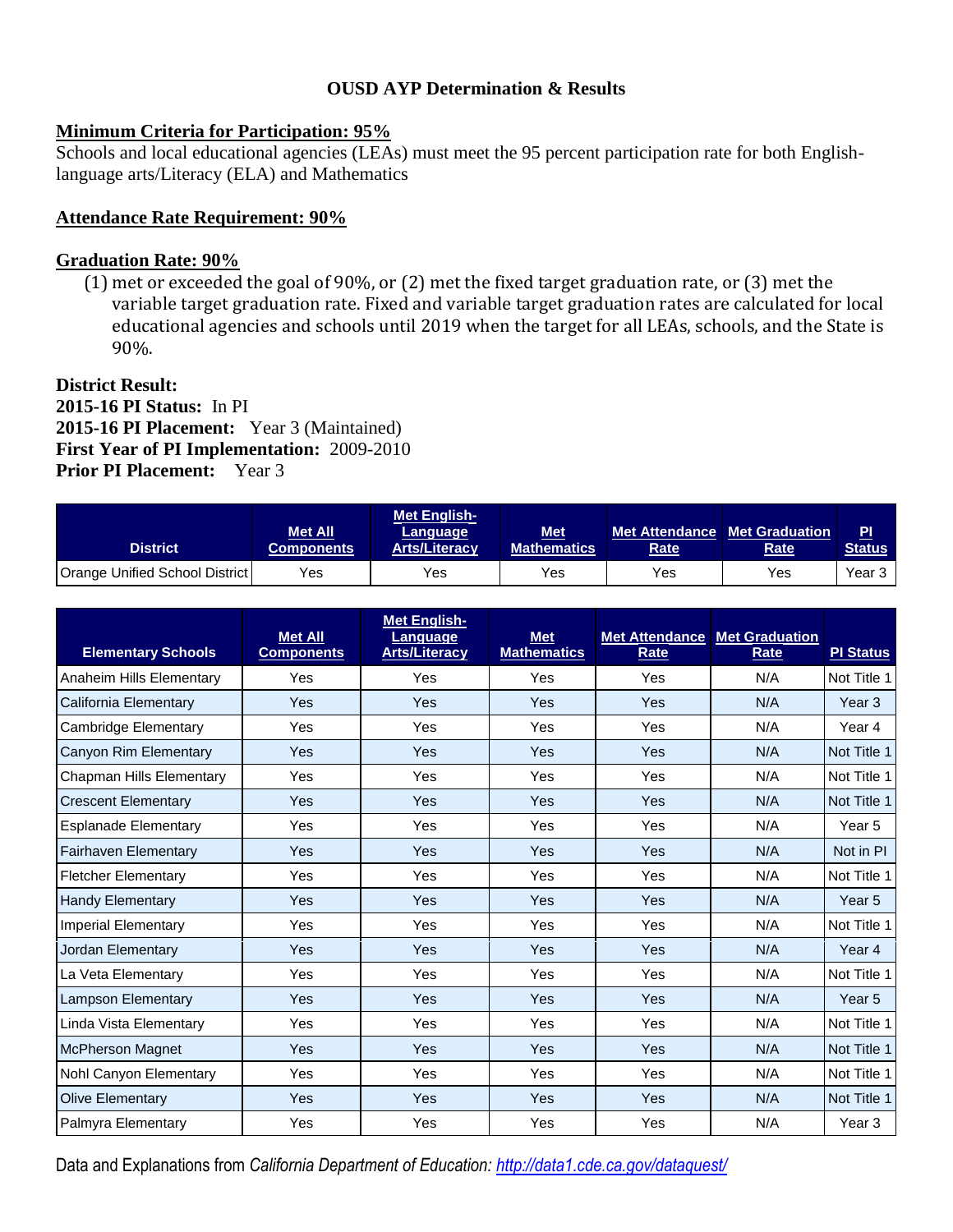# OUSD AYP Determination & Results

## Minimum Criteria for Participation: 95%

Schools and local educational agencies (LEAs) must meet the 95 percent participation rate for both English-language arts/Literacy (ELA) and Mathematics

## Attendance Rate Requirement: 90%

## Graduation Rate: 90%

(1) met or exceeded the goal of 90%, or (2) met the fixed target graduation rate, or (3) met the variable target graduation rate. Fixed and variable target graduation rates are calculated for local educational agencies and schools until 2019 when the target for all LEAs, schools, and the State is 90%.

**District Result:**
**2015-16 PI Status:** In PI
**2015-16 PI Placement:** Year 3 (Maintained)
**First Year of PI Implementation:** 2009-2010
**Prior PI Placement:** Year 3

| District | Met All Components | Met English-Language Arts/Literacy | Met Mathematics | Met Attendance Rate | Met Graduation Rate | PI Status |
|---|---|---|---|---|---|---|
| Orange Unified School District | Yes | Yes | Yes | Yes | Yes | Year 3 |

| Elementary Schools | Met All Components | Met English-Language Arts/Literacy | Met Mathematics | Met Attendance Rate | Met Graduation Rate | PI Status |
|---|---|---|---|---|---|---|
| Anaheim Hills Elementary | Yes | Yes | Yes | Yes | N/A | Not Title 1 |
| California Elementary | Yes | Yes | Yes | Yes | N/A | Year 3 |
| Cambridge Elementary | Yes | Yes | Yes | Yes | N/A | Year 4 |
| Canyon Rim Elementary | Yes | Yes | Yes | Yes | N/A | Not Title 1 |
| Chapman Hills Elementary | Yes | Yes | Yes | Yes | N/A | Not Title 1 |
| Crescent Elementary | Yes | Yes | Yes | Yes | N/A | Not Title 1 |
| Esplanade Elementary | Yes | Yes | Yes | Yes | N/A | Year 5 |
| Fairhaven Elementary | Yes | Yes | Yes | Yes | N/A | Not in PI |
| Fletcher Elementary | Yes | Yes | Yes | Yes | N/A | Not Title 1 |
| Handy Elementary | Yes | Yes | Yes | Yes | N/A | Year 5 |
| Imperial Elementary | Yes | Yes | Yes | Yes | N/A | Not Title 1 |
| Jordan Elementary | Yes | Yes | Yes | Yes | N/A | Year 4 |
| La Veta Elementary | Yes | Yes | Yes | Yes | N/A | Not Title 1 |
| Lampson Elementary | Yes | Yes | Yes | Yes | N/A | Year 5 |
| Linda Vista Elementary | Yes | Yes | Yes | Yes | N/A | Not Title 1 |
| McPherson Magnet | Yes | Yes | Yes | Yes | N/A | Not Title 1 |
| Nohl Canyon Elementary | Yes | Yes | Yes | Yes | N/A | Not Title 1 |
| Olive Elementary | Yes | Yes | Yes | Yes | N/A | Not Title 1 |
| Palmyra Elementary | Yes | Yes | Yes | Yes | N/A | Year 3 |

Data and Explanations from *California Department of Education: http://data1.cde.ca.gov/dataquest/*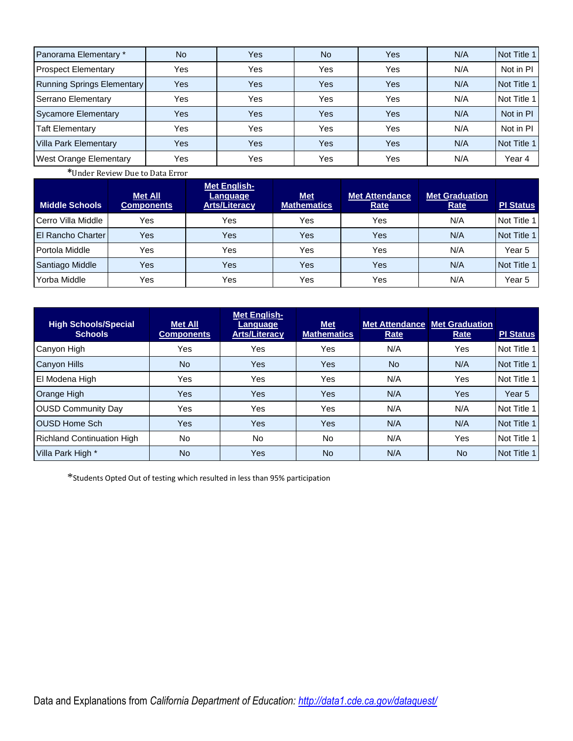| | | | | | | |
|---|---|---|---|---|---|---|
| Panorama Elementary * | No | Yes | No | Yes | N/A | Not Title 1 |
| Prospect Elementary | Yes | Yes | Yes | Yes | N/A | Not in PI |
| Running Springs Elementary | Yes | Yes | Yes | Yes | N/A | Not Title 1 |
| Serrano Elementary | Yes | Yes | Yes | Yes | N/A | Not Title 1 |
| Sycamore Elementary | Yes | Yes | Yes | Yes | N/A | Not in PI |
| Taft Elementary | Yes | Yes | Yes | Yes | N/A | Not in PI |
| Villa Park Elementary | Yes | Yes | Yes | Yes | N/A | Not Title 1 |
| West Orange Elementary | Yes | Yes | Yes | Yes | N/A | Year 4 |

*Under Review Due to Data Error

| Middle Schools | Met All Components | Met English-Language Arts/Literacy | Met Mathematics | Met Attendance Rate | Met Graduation Rate | PI Status |
|---|---|---|---|---|---|---|
| Cerro Villa Middle | Yes | Yes | Yes | Yes | N/A | Not Title 1 |
| El Rancho Charter | Yes | Yes | Yes | Yes | N/A | Not Title 1 |
| Portola Middle | Yes | Yes | Yes | Yes | N/A | Year 5 |
| Santiago Middle | Yes | Yes | Yes | Yes | N/A | Not Title 1 |
| Yorba Middle | Yes | Yes | Yes | Yes | N/A | Year 5 |

| High Schools/Special Schools | Met All Components | Met English-Language Arts/Literacy | Met Mathematics | Met Attendance Rate | Met Graduation Rate | PI Status |
|---|---|---|---|---|---|---|
| Canyon High | Yes | Yes | Yes | N/A | Yes | Not Title 1 |
| Canyon Hills | No | Yes | Yes | No | N/A | Not Title 1 |
| El Modena High | Yes | Yes | Yes | N/A | Yes | Not Title 1 |
| Orange High | Yes | Yes | Yes | N/A | Yes | Year 5 |
| OUSD Community Day | Yes | Yes | Yes | N/A | N/A | Not Title 1 |
| OUSD Home Sch | Yes | Yes | Yes | N/A | N/A | Not Title 1 |
| Richland Continuation High | No | No | No | N/A | Yes | Not Title 1 |
| Villa Park High * | No | Yes | No | N/A | No | Not Title 1 |

*Students Opted Out of testing which resulted in less than 95% participation

Data and Explanations from *California Department of Education:* http://data1.cde.ca.gov/dataquest/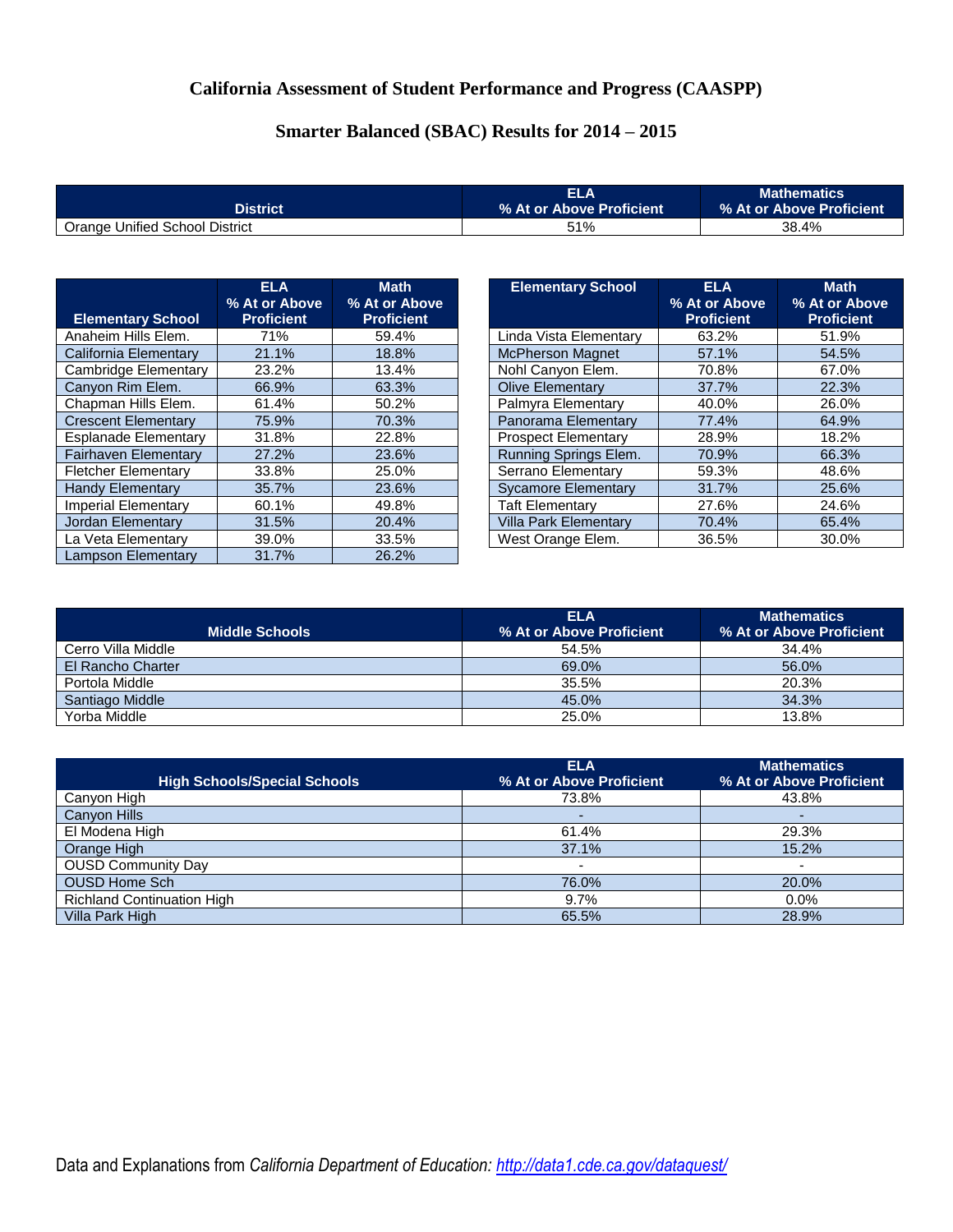# California Assessment of Student Performance and Progress (CAASPP)

## Smarter Balanced (SBAC) Results for 2014 – 2015

| District | ELA % At or Above Proficient | Mathematics % At or Above Proficient |
|---|---|---|
| Orange Unified School District | 51% | 38.4% |

| Elementary School | ELA % At or Above Proficient | Math % At or Above Proficient |
|---|---|---|
| Anaheim Hills Elem. | 71% | 59.4% |
| California Elementary | 21.1% | 18.8% |
| Cambridge Elementary | 23.2% | 13.4% |
| Canyon Rim Elem. | 66.9% | 63.3% |
| Chapman Hills Elem. | 61.4% | 50.2% |
| Crescent Elementary | 75.9% | 70.3% |
| Esplanade Elementary | 31.8% | 22.8% |
| Fairhaven Elementary | 27.2% | 23.6% |
| Fletcher Elementary | 33.8% | 25.0% |
| Handy Elementary | 35.7% | 23.6% |
| Imperial Elementary | 60.1% | 49.8% |
| Jordan Elementary | 31.5% | 20.4% |
| La Veta Elementary | 39.0% | 33.5% |
| Lampson Elementary | 31.7% | 26.2% |

| Elementary School | ELA % At or Above Proficient | Math % At or Above Proficient |
|---|---|---|
| Linda Vista Elementary | 63.2% | 51.9% |
| McPherson Magnet | 57.1% | 54.5% |
| Nohl Canyon Elem. | 70.8% | 67.0% |
| Olive Elementary | 37.7% | 22.3% |
| Palmyra Elementary | 40.0% | 26.0% |
| Panorama Elementary | 77.4% | 64.9% |
| Prospect Elementary | 28.9% | 18.2% |
| Running Springs Elem. | 70.9% | 66.3% |
| Serrano Elementary | 59.3% | 48.6% |
| Sycamore Elementary | 31.7% | 25.6% |
| Taft Elementary | 27.6% | 24.6% |
| Villa Park Elementary | 70.4% | 65.4% |
| West Orange Elem. | 36.5% | 30.0% |

| Middle Schools | ELA % At or Above Proficient | Mathematics % At or Above Proficient |
|---|---|---|
| Cerro Villa Middle | 54.5% | 34.4% |
| El Rancho Charter | 69.0% | 56.0% |
| Portola Middle | 35.5% | 20.3% |
| Santiago Middle | 45.0% | 34.3% |
| Yorba Middle | 25.0% | 13.8% |

| High Schools/Special Schools | ELA % At or Above Proficient | Mathematics % At or Above Proficient |
|---|---|---|
| Canyon High | 73.8% | 43.8% |
| Canyon Hills | - | - |
| El Modena High | 61.4% | 29.3% |
| Orange High | 37.1% | 15.2% |
| OUSD Community Day | - | - |
| OUSD Home Sch | 76.0% | 20.0% |
| Richland Continuation High | 9.7% | 0.0% |
| Villa Park High | 65.5% | 28.9% |

Data and Explanations from *California Department of Education:* *http://data1.cde.ca.gov/dataquest/*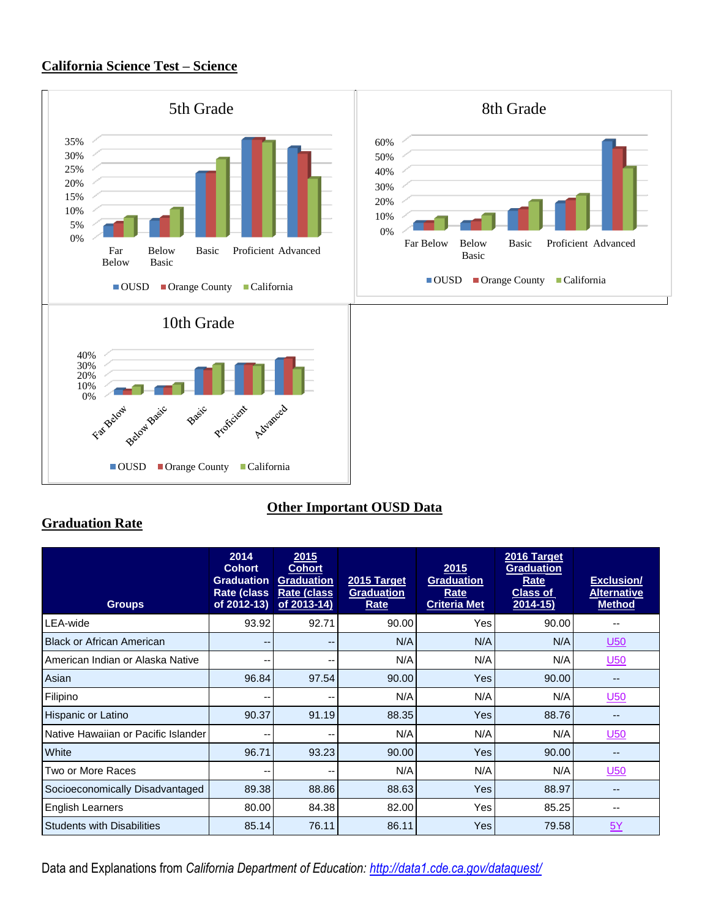## California Science Test – Science

5th Grade

35%
30%
25%
20%
15%
10%
5%
0%

Far Below | Below Basic | Basic | Proficient | Advanced

■ OUSD ■ Orange County ■ California

8th Grade

60%
50%
40%
30%
20%
10%
0%

Far Below | Below Basic | Basic | Proficient | Advanced

■ OUSD ■ Orange County ■ California

10th Grade

40%
30%
20%
10%
0%

Far Below | Below Basic | Basic | Proficient | Advanced

■ OUSD ■ Orange County ■ California

## Other Important OUSD Data

## Graduation Rate

| Groups | 2014 Cohort Graduation Rate (class of 2012-13) | 2015 Cohort Graduation Rate (class of 2013-14) | 2015 Target Graduation Rate | 2015 Graduation Rate Criteria Met | 2016 Target Graduation Rate Class of 2014-15) | Exclusion/ Alternative Method |
|---|---|---|---|---|---|---|
| LEA-wide | 93.92 | 92.71 | 90.00 | Yes | 90.00 | -- |
| Black or African American | -- | -- | N/A | N/A | N/A | U50 |
| American Indian or Alaska Native | -- | -- | N/A | N/A | N/A | U50 |
| Asian | 96.84 | 97.54 | 90.00 | Yes | 90.00 | -- |
| Filipino | -- | -- | N/A | N/A | N/A | U50 |
| Hispanic or Latino | 90.37 | 91.19 | 88.35 | Yes | 88.76 | -- |
| Native Hawaiian or Pacific Islander | -- | -- | N/A | N/A | N/A | U50 |
| White | 96.71 | 93.23 | 90.00 | Yes | 90.00 | -- |
| Two or More Races | -- | -- | N/A | N/A | N/A | U50 |
| Socioeconomically Disadvantaged | 89.38 | 88.86 | 88.63 | Yes | 88.97 | -- |
| English Learners | 80.00 | 84.38 | 82.00 | Yes | 85.25 | -- |
| Students with Disabilities | 85.14 | 76.11 | 86.11 | Yes | 79.58 | 5Y |

Data and Explanations from *California Department of Education: http://data1.cde.ca.gov/dataquest/*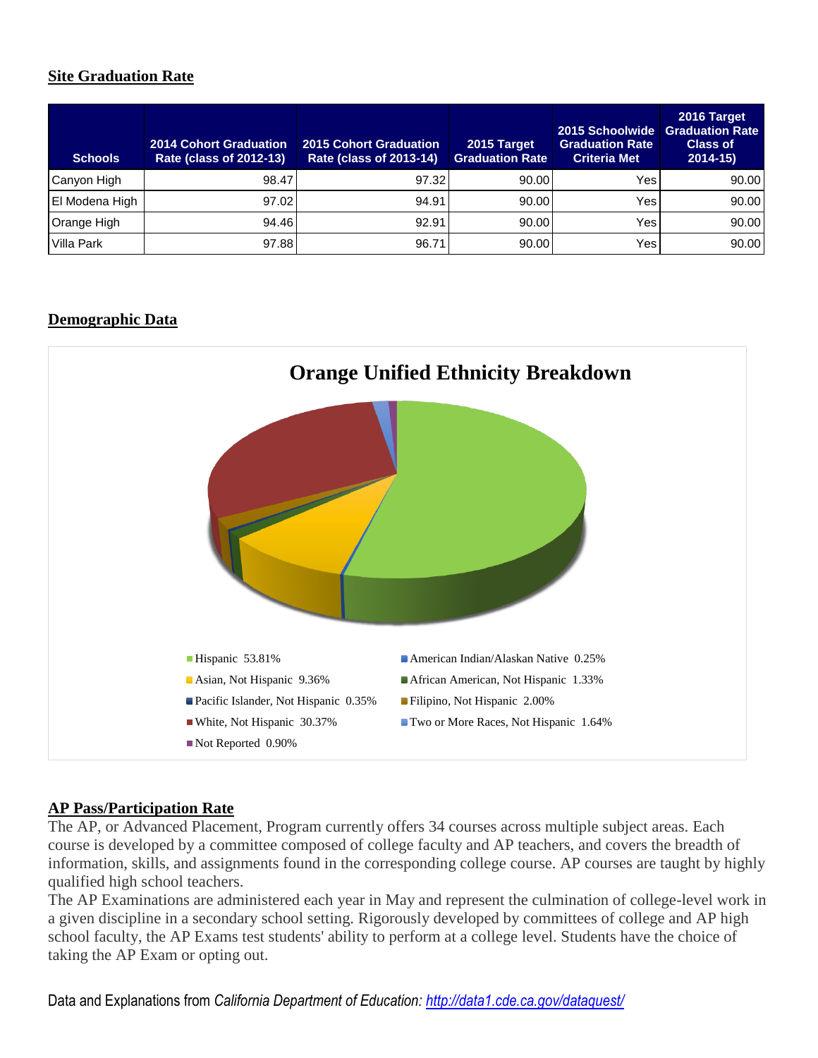## Site Graduation Rate

| Schools | 2014 Cohort Graduation Rate (class of 2012-13) | 2015 Cohort Graduation Rate (class of 2013-14) | 2015 Target Graduation Rate | 2015 Schoolwide Graduation Rate Criteria Met | 2016 Target Graduation Rate Class of 2014-15) |
|---|---|---|---|---|---|
| Canyon High | 98.47 | 97.32 | 90.00 | Yes | 90.00 |
| El Modena High | 97.02 | 94.91 | 90.00 | Yes | 90.00 |
| Orange High | 94.46 | 92.91 | 90.00 | Yes | 90.00 |
| Villa Park | 97.88 | 96.71 | 90.00 | Yes | 90.00 |

## Demographic Data

**Orange Unified Ethnicity Breakdown**

- Hispanic 53.81%
- American Indian/Alaskan Native 0.25%
- Asian, Not Hispanic 9.36%
- African American, Not Hispanic 1.33%
- Pacific Islander, Not Hispanic 0.35%
- Filipino, Not Hispanic 2.00%
- White, Not Hispanic 30.37%
- Two or More Races, Not Hispanic 1.64%
- Not Reported 0.90%

## AP Pass/Participation Rate

The AP, or Advanced Placement, Program currently offers 34 courses across multiple subject areas. Each course is developed by a committee composed of college faculty and AP teachers, and covers the breadth of information, skills, and assignments found in the corresponding college course. AP courses are taught by highly qualified high school teachers.

The AP Examinations are administered each year in May and represent the culmination of college-level work in a given discipline in a secondary school setting. Rigorously developed by committees of college and AP high school faculty, the AP Exams test students' ability to perform at a college level. Students have the choice of taking the AP Exam or opting out.

Data and Explanations from *California Department of Education:* [http://data1.cde.ca.gov/dataquest/](http://data1.cde.ca.gov/dataquest/)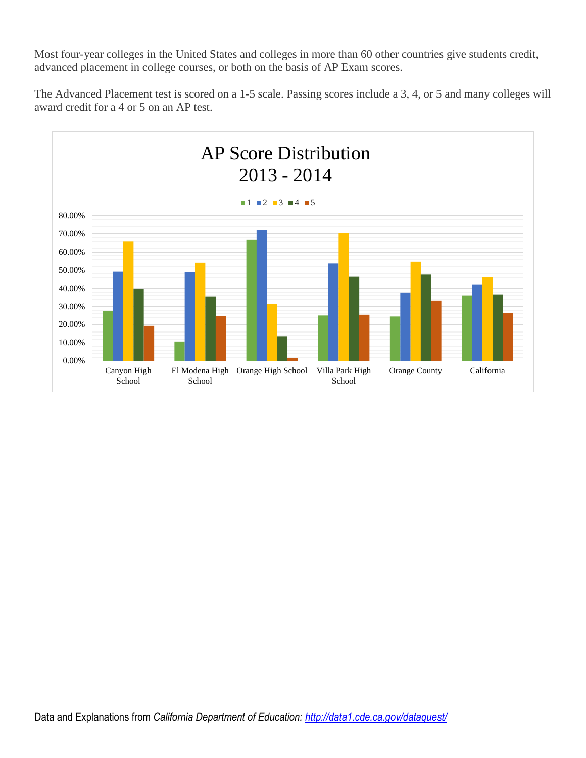Most four-year colleges in the United States and colleges in more than 60 other countries give students credit, advanced placement in college courses, or both on the basis of AP Exam scores.

The Advanced Placement test is scored on a 1-5 scale. Passing scores include a 3, 4, or 5 and many colleges will award credit for a 4 or 5 on an AP test.

AP Score Distribution
2013 - 2014

■1 ■2 ■3 ■4 ■5

80.00%
70.00%
60.00%
50.00%
40.00%
30.00%
20.00%
10.00%
0.00%

Canyon High School | El Modena High School | Orange High School | Villa Park High School | Orange County | California

Data and Explanations from *California Department of Education:* [http://data1.cde.ca.gov/dataquest/](http://data1.cde.ca.gov/dataquest/)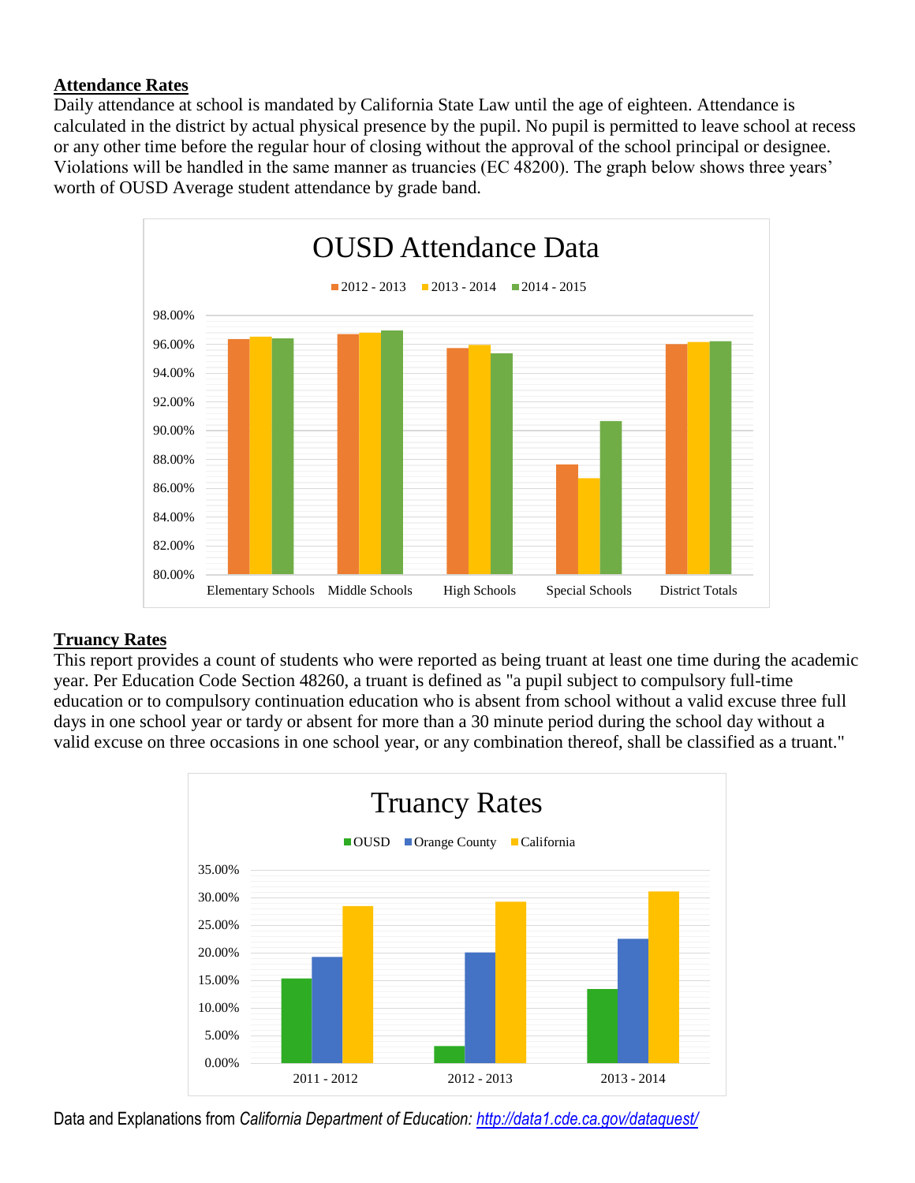## Attendance Rates

Daily attendance at school is mandated by California State Law until the age of eighteen. Attendance is calculated in the district by actual physical presence by the pupil. No pupil is permitted to leave school at recess or any other time before the regular hour of closing without the approval of the school principal or designee. Violations will be handled in the same manner as truancies (EC 48200). The graph below shows three years' worth of OUSD Average student attendance by grade band.

## Truancy Rates

This report provides a count of students who were reported as being truant at least one time during the academic year. Per Education Code Section 48260, a truant is defined as "a pupil subject to compulsory full-time education or to compulsory continuation education who is absent from school without a valid excuse three full days in one school year or tardy or absent for more than a 30 minute period during the school day without a valid excuse on three occasions in one school year, or any combination thereof, shall be classified as a truant."

Data and Explanations from *California Department of Education:* [http://data1.cde.ca.gov/dataquest/](http://data1.cde.ca.gov/dataquest/)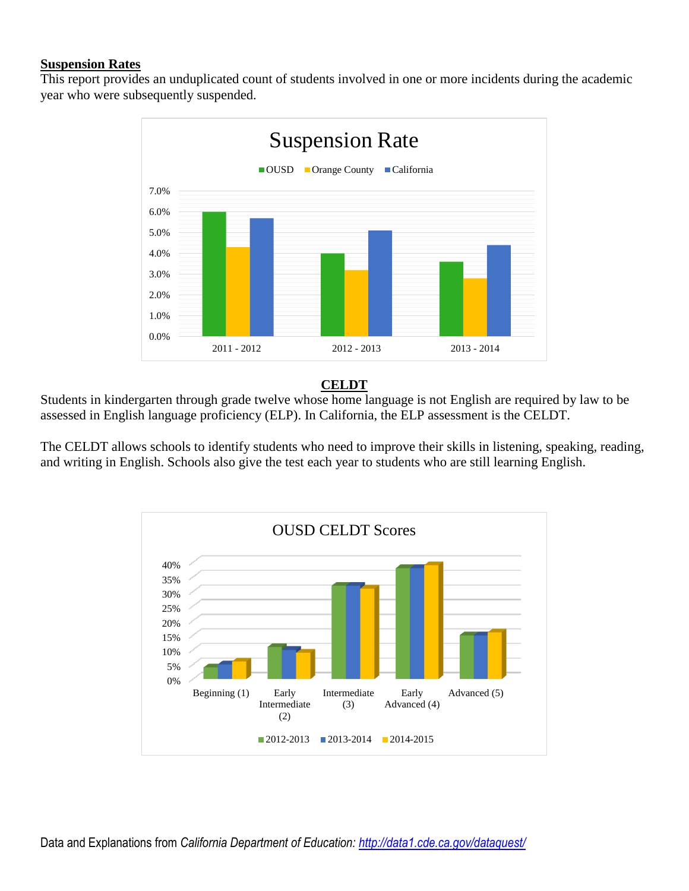## Suspension Rates

This report provides an unduplicated count of students involved in one or more incidents during the academic year who were subsequently suspended.

**Suspension Rate**

| | OUSD | Orange County | California |
|---|---|---|---|
| 2011 - 2012 | 6.0% | 4.3% | 5.7% |
| 2012 - 2013 | 4.0% | 3.2% | 5.1% |
| 2013 - 2014 | 3.6% | 2.8% | 4.4% |

## CELDT

Students in kindergarten through grade twelve whose home language is not English are required by law to be assessed in English language proficiency (ELP). In California, the ELP assessment is the CELDT.

The CELDT allows schools to identify students who need to improve their skills in listening, speaking, reading, and writing in English. Schools also give the test each year to students who are still learning English.

**OUSD CELDT Scores**

| | 2012-2013 | 2013-2014 | 2014-2015 |
|---|---|---|---|
| Beginning (1) | 4% | 5% | 6% |
| Early Intermediate (2) | 11% | 10% | 9% |
| Intermediate (3) | 32% | 32% | 31% |
| Early Advanced (4) | 38% | 38% | 39% |
| Advanced (5) | 15% | 15% | 16% |

Data and Explanations from *California Department of Education: [http://data1.cde.ca.gov/dataquest/](http://data1.cde.ca.gov/dataquest/)*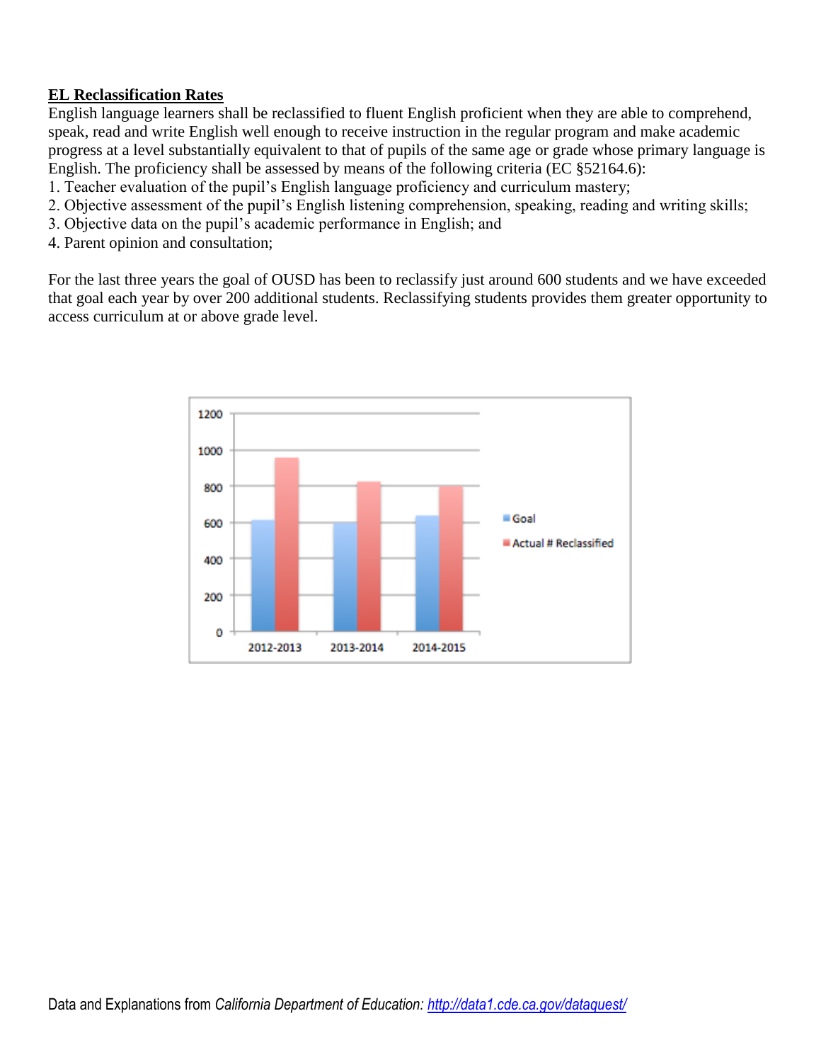**EL Reclassification Rates**

English language learners shall be reclassified to fluent English proficient when they are able to comprehend, speak, read and write English well enough to receive instruction in the regular program and make academic progress at a level substantially equivalent to that of pupils of the same age or grade whose primary language is English. The proficiency shall be assessed by means of the following criteria (EC §52164.6):

1. Teacher evaluation of the pupil's English language proficiency and curriculum mastery;
2. Objective assessment of the pupil's English listening comprehension, speaking, reading and writing skills;
3. Objective data on the pupil's academic performance in English; and
4. Parent opinion and consultation;

For the last three years the goal of OUSD has been to reclassify just around 600 students and we have exceeded that goal each year by over 200 additional students. Reclassifying students provides them greater opportunity to access curriculum at or above grade level.

1200
1000
800
600
400
200
0

2012-2013
2013-2014
2014-2015

Goal
Actual # Reclassified

Data and Explanations from *California Department of Education: http://data1.cde.ca.gov/dataquest/*